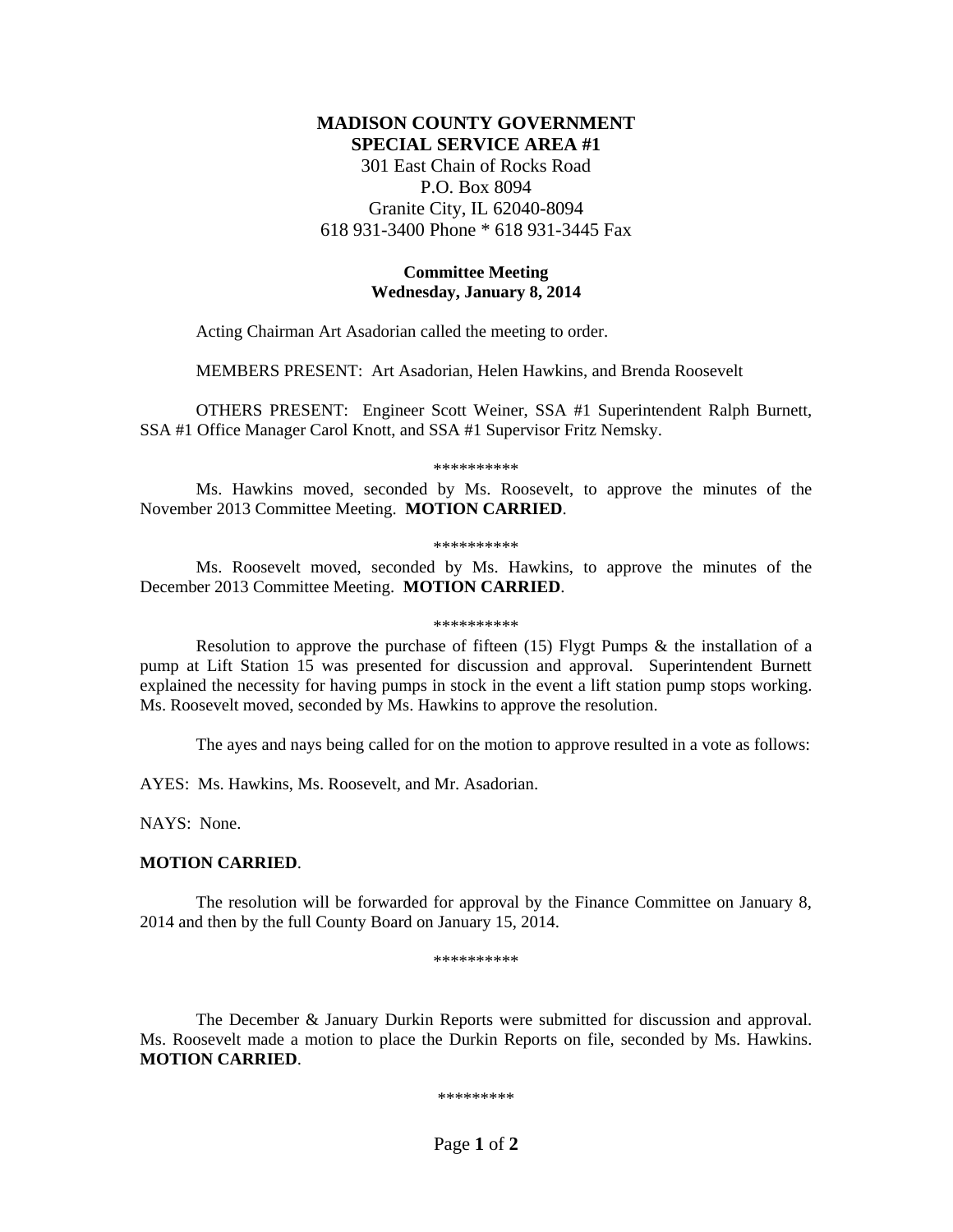# MADISON COUNTY GOVERNMENT
## SPECIAL SERVICE AREA #1

301 East Chain of Rocks Road
P.O. Box 8094
Granite City, IL 62040-8094
618 931-3400 Phone * 618 931-3445 Fax

**Committee Meeting**
**Wednesday, January 8, 2014**

Acting Chairman Art Asadorian called the meeting to order.

MEMBERS PRESENT: Art Asadorian, Helen Hawkins, and Brenda Roosevelt

OTHERS PRESENT: Engineer Scott Weiner, SSA #1 Superintendent Ralph Burnett, SSA #1 Office Manager Carol Knott, and SSA #1 Supervisor Fritz Nemsky.

**********

Ms. Hawkins moved, seconded by Ms. Roosevelt, to approve the minutes of the November 2013 Committee Meeting. **MOTION CARRIED**.

**********

Ms. Roosevelt moved, seconded by Ms. Hawkins, to approve the minutes of the December 2013 Committee Meeting. **MOTION CARRIED**.

**********

Resolution to approve the purchase of fifteen (15) Flygt Pumps & the installation of a pump at Lift Station 15 was presented for discussion and approval. Superintendent Burnett explained the necessity for having pumps in stock in the event a lift station pump stops working. Ms. Roosevelt moved, seconded by Ms. Hawkins to approve the resolution.

The ayes and nays being called for on the motion to approve resulted in a vote as follows:

AYES: Ms. Hawkins, Ms. Roosevelt, and Mr. Asadorian.

NAYS: None.

**MOTION CARRIED**.

The resolution will be forwarded for approval by the Finance Committee on January 8, 2014 and then by the full County Board on January 15, 2014.

**********

The December & January Durkin Reports were submitted for discussion and approval. Ms. Roosevelt made a motion to place the Durkin Reports on file, seconded by Ms. Hawkins. **MOTION CARRIED**.

*********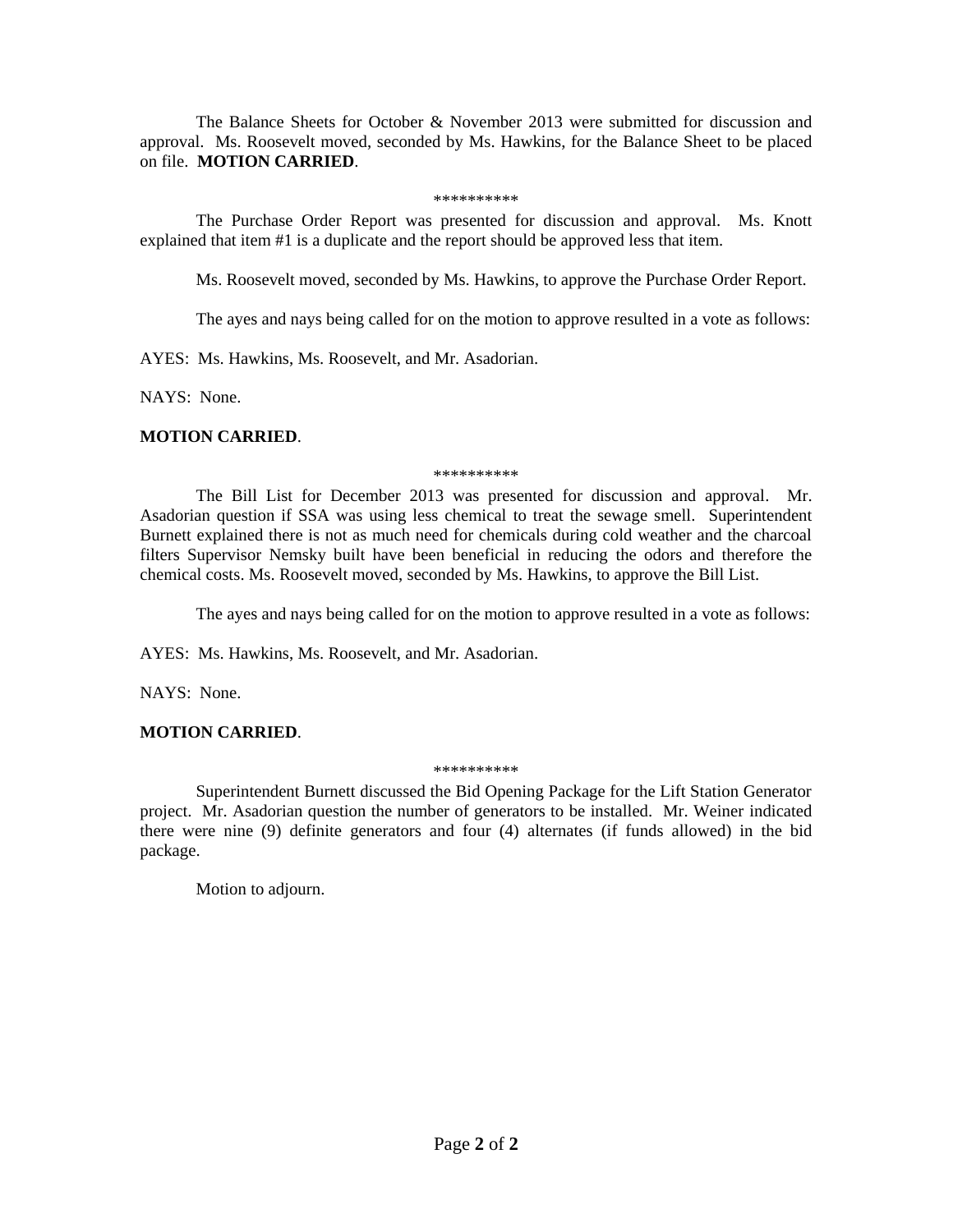The Balance Sheets for October & November 2013 were submitted for discussion and approval. Ms. Roosevelt moved, seconded by Ms. Hawkins, for the Balance Sheet to be placed on file. **MOTION CARRIED**.

**********

The Purchase Order Report was presented for discussion and approval. Ms. Knott explained that item #1 is a duplicate and the report should be approved less that item.

Ms. Roosevelt moved, seconded by Ms. Hawkins, to approve the Purchase Order Report.

The ayes and nays being called for on the motion to approve resulted in a vote as follows:

AYES: Ms. Hawkins, Ms. Roosevelt, and Mr. Asadorian.

NAYS: None.

**MOTION CARRIED**.

**********

The Bill List for December 2013 was presented for discussion and approval. Mr. Asadorian question if SSA was using less chemical to treat the sewage smell. Superintendent Burnett explained there is not as much need for chemicals during cold weather and the charcoal filters Supervisor Nemsky built have been beneficial in reducing the odors and therefore the chemical costs. Ms. Roosevelt moved, seconded by Ms. Hawkins, to approve the Bill List.

The ayes and nays being called for on the motion to approve resulted in a vote as follows:

AYES: Ms. Hawkins, Ms. Roosevelt, and Mr. Asadorian.

NAYS: None.

**MOTION CARRIED**.

**********

Superintendent Burnett discussed the Bid Opening Package for the Lift Station Generator project. Mr. Asadorian question the number of generators to be installed. Mr. Weiner indicated there were nine (9) definite generators and four (4) alternates (if funds allowed) in the bid package.

Motion to adjourn.